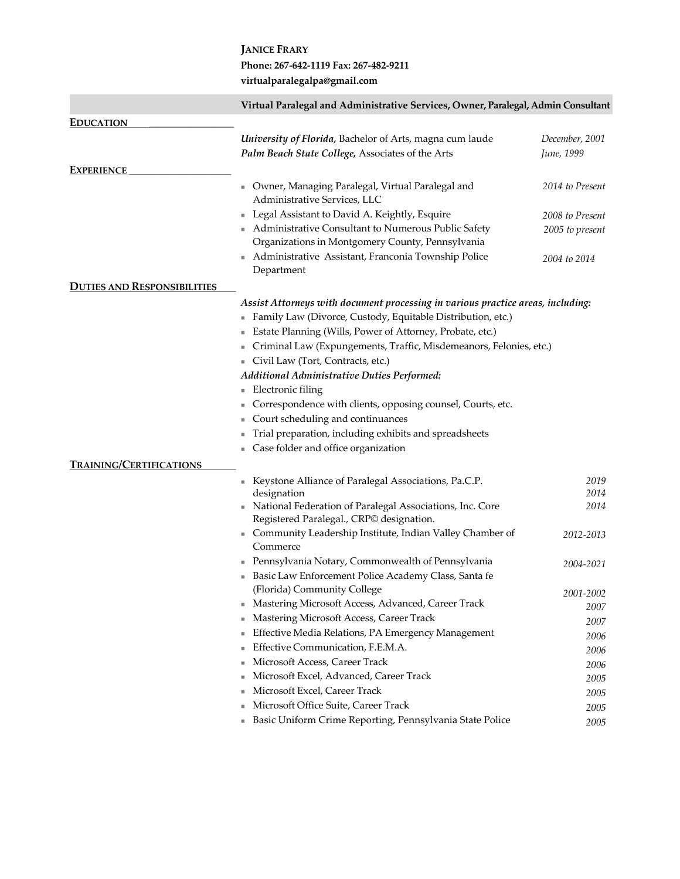# JANICE FRARY

**Phone: 267-642-1119 Fax: 267-482-9211**
**virtualparalegalpa@gmail.com**

**Virtual Paralegal and Administrative Services, Owner, Paralegal, Admin Consultant**

## EDUCATION

- ***University of Florida,*** Bachelor of Arts, magna cum laude — *December, 2001*
- ***Palm Beach State College,*** Associates of the Arts — *June, 1999*

## EXPERIENCE

- Owner, Managing Paralegal, Virtual Paralegal and Administrative Services, LLC — *2014 to Present*
- Legal Assistant to David A. Keightly, Esquire — *2008 to Present*
- Administrative Consultant to Numerous Public Safety Organizations in Montgomery County, Pennsylvania — *2005 to present*
- Administrative Assistant, Franconia Township Police Department — *2004 to 2014*

## DUTIES AND RESPONSIBILITIES

***Assist Attorneys with document processing in various practice areas, including:***

- Family Law (Divorce, Custody, Equitable Distribution, etc.)
- Estate Planning (Wills, Power of Attorney, Probate, etc.)
- Criminal Law (Expungements, Traffic, Misdemeanors, Felonies, etc.)
- Civil Law (Tort, Contracts, etc.)

***Additional Administrative Duties Performed:***

- Electronic filing
- Correspondence with clients, opposing counsel, Courts, etc.
- Court scheduling and continuances
- Trial preparation, including exhibits and spreadsheets
- Case folder and office organization

## TRAINING/CERTIFICATIONS

- Keystone Alliance of Paralegal Associations, Pa.C.P. designation — *2019* *2014*
- National Federation of Paralegal Associations, Inc. Core Registered Paralegal., CRP© designation. — *2014*
- Community Leadership Institute, Indian Valley Chamber of Commerce — *2012-2013*
- Pennsylvania Notary, Commonwealth of Pennsylvania — *2004-2021*
- Basic Law Enforcement Police Academy Class, Santa fe (Florida) Community College — *2001-2002*
- Mastering Microsoft Access, Advanced, Career Track — *2007*
- Mastering Microsoft Access, Career Track — *2007*
- Effective Media Relations, PA Emergency Management — *2006*
- Effective Communication, F.E.M.A. — *2006*
- Microsoft Access, Career Track — *2006*
- Microsoft Excel, Advanced, Career Track — *2005*
- Microsoft Excel, Career Track — *2005*
- Microsoft Office Suite, Career Track — *2005*
- Basic Uniform Crime Reporting, Pennsylvania State Police — *2005*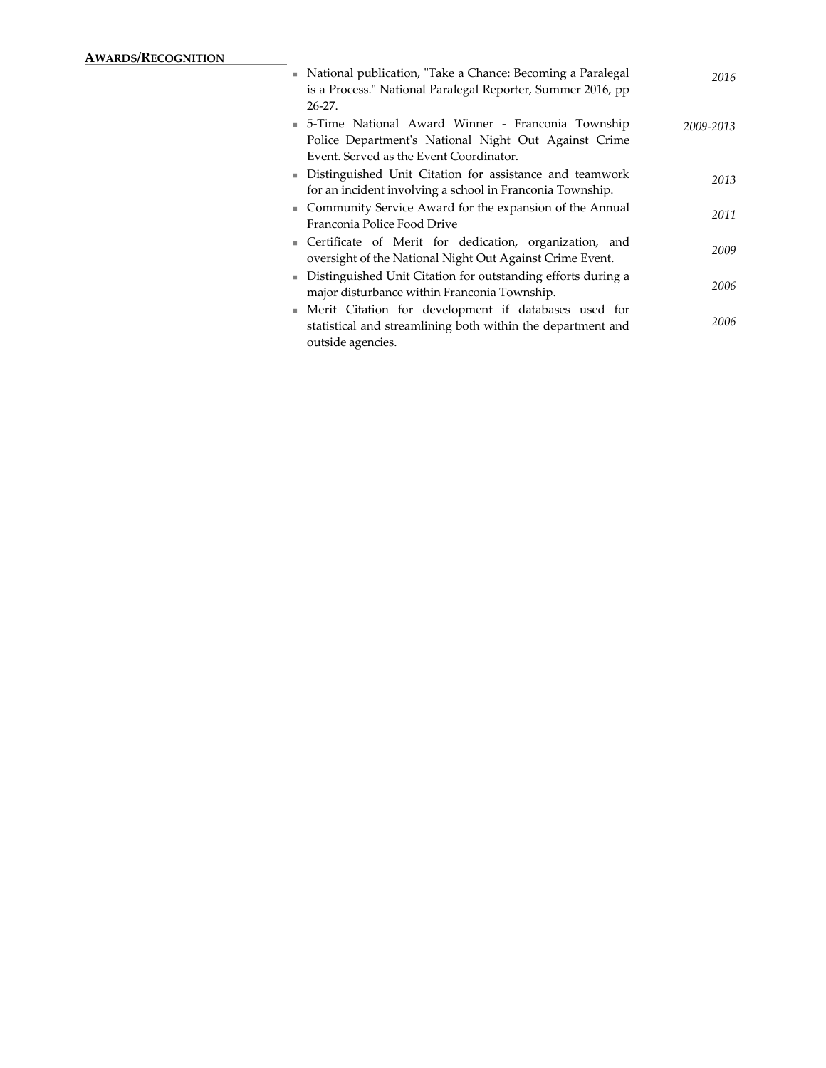## AWARDS/RECOGNITION

- National publication, "Take a Chance: Becoming a Paralegal is a Process." National Paralegal Reporter, Summer 2016, pp 26-27. *2016*
- 5-Time National Award Winner - Franconia Township Police Department's National Night Out Against Crime Event. Served as the Event Coordinator. *2009-2013*
- Distinguished Unit Citation for assistance and teamwork for an incident involving a school in Franconia Township. *2013*
- Community Service Award for the expansion of the Annual Franconia Police Food Drive *2011*
- Certificate of Merit for dedication, organization, and oversight of the National Night Out Against Crime Event. *2009*
- Distinguished Unit Citation for outstanding efforts during a major disturbance within Franconia Township. *2006*
- Merit Citation for development if databases used for statistical and streamlining both within the department and outside agencies. *2006*